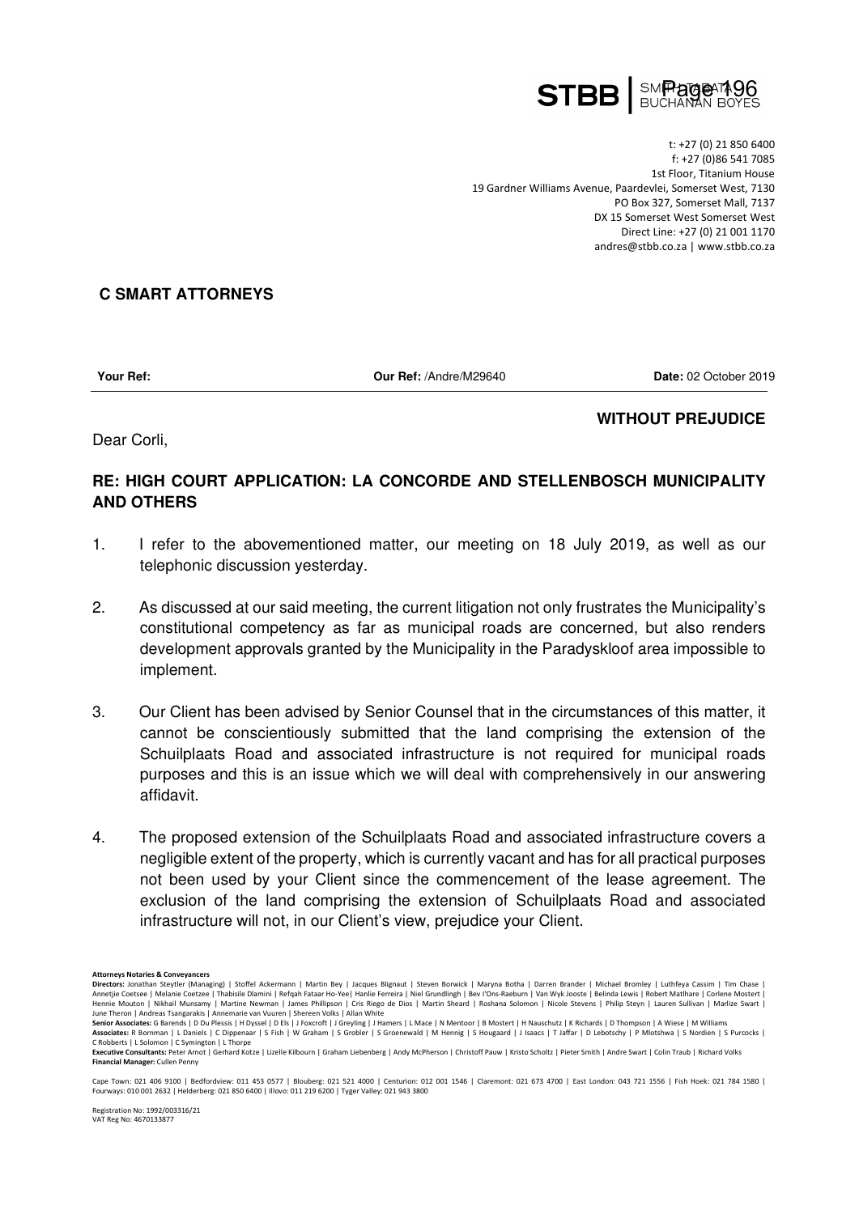**STBB** | SMITH TABATA BUCHANAN BOYES

t: +27 (0) 21 850 6400
f: +27 (0)86 541 7085
1st Floor, Titanium House
19 Gardner Williams Avenue, Paardevlei, Somerset West, 7130
PO Box 327, Somerset Mall, 7137
DX 15 Somerset West Somerset West
Direct Line: +27 (0) 21 001 1170
andres@stbb.co.za | www.stbb.co.za

**C SMART ATTORNEYS**

**Your Ref:** **Our Ref:** /Andre/M29640 **Date:** 02 October 2019

**WITHOUT PREJUDICE**

Dear Corli,

**RE: HIGH COURT APPLICATION: LA CONCORDE AND STELLENBOSCH MUNICIPALITY AND OTHERS**

1. I refer to the abovementioned matter, our meeting on 18 July 2019, as well as our telephonic discussion yesterday.

2. As discussed at our said meeting, the current litigation not only frustrates the Municipality's constitutional competency as far as municipal roads are concerned, but also renders development approvals granted by the Municipality in the Paradyskloof area impossible to implement.

3. Our Client has been advised by Senior Counsel that in the circumstances of this matter, it cannot be conscientiously submitted that the land comprising the extension of the Schuilplaats Road and associated infrastructure is not required for municipal roads purposes and this is an issue which we will deal with comprehensively in our answering affidavit.

4. The proposed extension of the Schuilplaats Road and associated infrastructure covers a negligible extent of the property, which is currently vacant and has for all practical purposes not been used by your Client since the commencement of the lease agreement. The exclusion of the land comprising the extension of Schuilplaats Road and associated infrastructure will not, in our Client's view, prejudice your Client.

**Attorneys Notaries & Conveyancers**
**Directors:** Jonathan Steytler (Managing) | Stoffel Ackermann | Martin Bey | Jacques Blignaut | Steven Borwick | Maryna Botha | Darren Brander | Michael Bromley | Luthfeya Cassim | Tim Chase | Annetjie Coetsee | Melanie Coetzee | Thabisile Dlamini | Refqah Fataar Ho-Yee| Hanlie Ferreira | Niel Grundlingh | Bev l'Ons-Raeburn | Van Wyk Jooste | Belinda Lewis | Robert Matlhare | Corlene Mostert | Hennie Mouton | Nikhail Munsamy | Martine Newman | James Phillipson | Cris Riego de Dios | Martin Sheard | Roshana Solomon | Nicole Stevens | Philip Steyn | Lauren Sullivan | Marlize Swart | June Theron | Andreas Tsangarakis | Annemarie van Vuuren | Shereen Volks | Allan White
**Senior Associates:** G Barends | D Du Plessis | H Dyssel | D Els | J Foxcroft | J Greyling | J Hamers | L Mace | N Mentoor | B Mostert | H Nauschutz | K Richards | D Thompson | A Wiese | M Williams
**Associates:** R Bornman | L Daniels | C Dippenaar | S Fish | W Graham | S Grobler | S Groenewald | M Hennig | S Hougaard | J Isaacs | T Jaffar | D Lebotschy | P Mlotshwa | S Nordien | S Purcocks | C Robberts | L Solomon | C Symington | L Thorpe
**Executive Consultants:** Peter Arnot | Gerhard Kotze | Lizelle Kilbourn | Graham Liebenberg | Andy McPherson | Christoff Pauw | Kristo Scholtz | Pieter Smith | Andre Swart | Colin Traub | Richard Volks
**Financial Manager:** Cullen Penny

Cape Town: 021 406 9100 | Bedfordview: 011 453 0577 | Blouberg: 021 521 4000 | Centurion: 012 001 1546 | Claremont: 021 673 4700 | East London: 043 721 1556 | Fish Hoek: 021 784 1580 | Fourways: 010 001 2632 | Helderberg: 021 850 6400 | Illovo: 011 219 6200 | Tyger Valley: 021 943 3800

Registration No: 1992/003316/21
VAT Reg No: 4670133877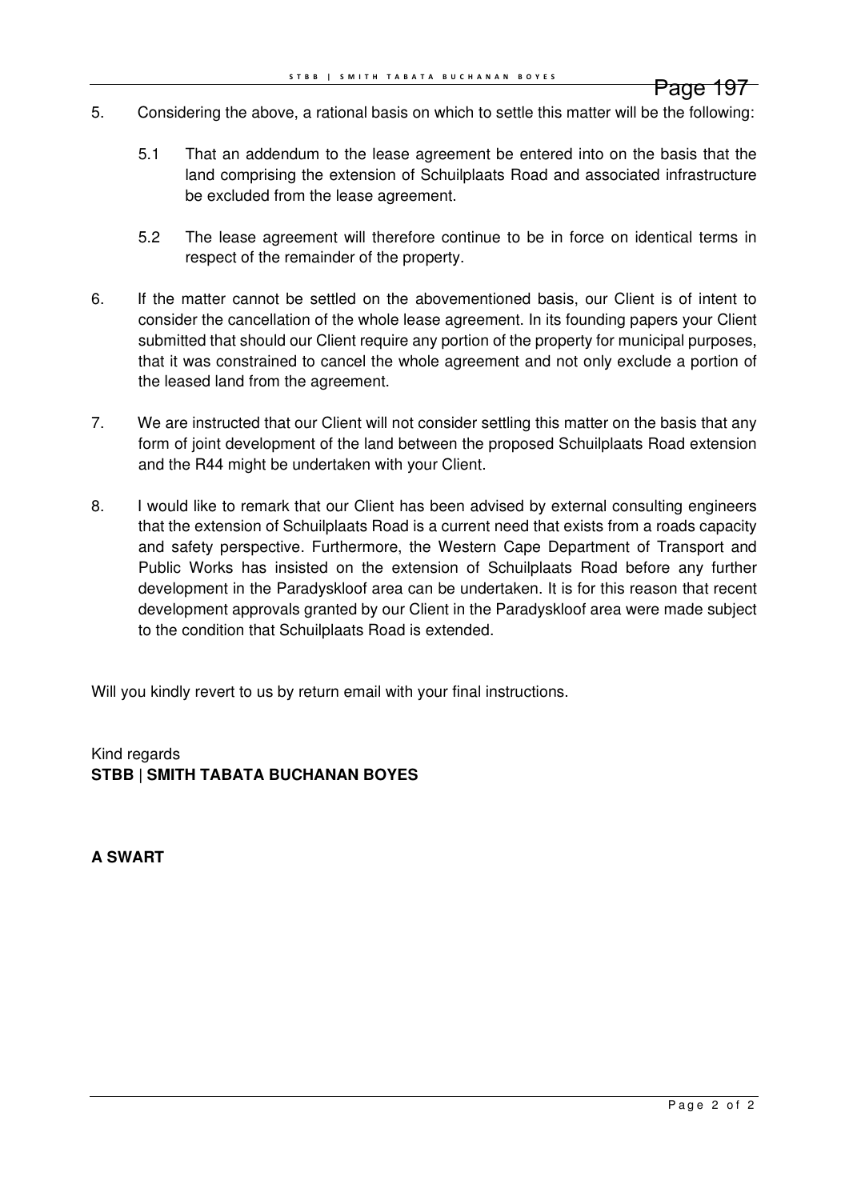5. Considering the above, a rational basis on which to settle this matter will be the following:

   5.1 That an addendum to the lease agreement be entered into on the basis that the land comprising the extension of Schuilplaats Road and associated infrastructure be excluded from the lease agreement.

   5.2 The lease agreement will therefore continue to be in force on identical terms in respect of the remainder of the property.

6. If the matter cannot be settled on the abovementioned basis, our Client is of intent to consider the cancellation of the whole lease agreement. In its founding papers your Client submitted that should our Client require any portion of the property for municipal purposes, that it was constrained to cancel the whole agreement and not only exclude a portion of the leased land from the agreement.

7. We are instructed that our Client will not consider settling this matter on the basis that any form of joint development of the land between the proposed Schuilplaats Road extension and the R44 might be undertaken with your Client.

8. I would like to remark that our Client has been advised by external consulting engineers that the extension of Schuilplaats Road is a current need that exists from a roads capacity and safety perspective. Furthermore, the Western Cape Department of Transport and Public Works has insisted on the extension of Schuilplaats Road before any further development in the Paradyskloof area can be undertaken. It is for this reason that recent development approvals granted by our Client in the Paradyskloof area were made subject to the condition that Schuilplaats Road is extended.

Will you kindly revert to us by return email with your final instructions.

Kind regards
**STBB | SMITH TABATA BUCHANAN BOYES**

**A SWART**